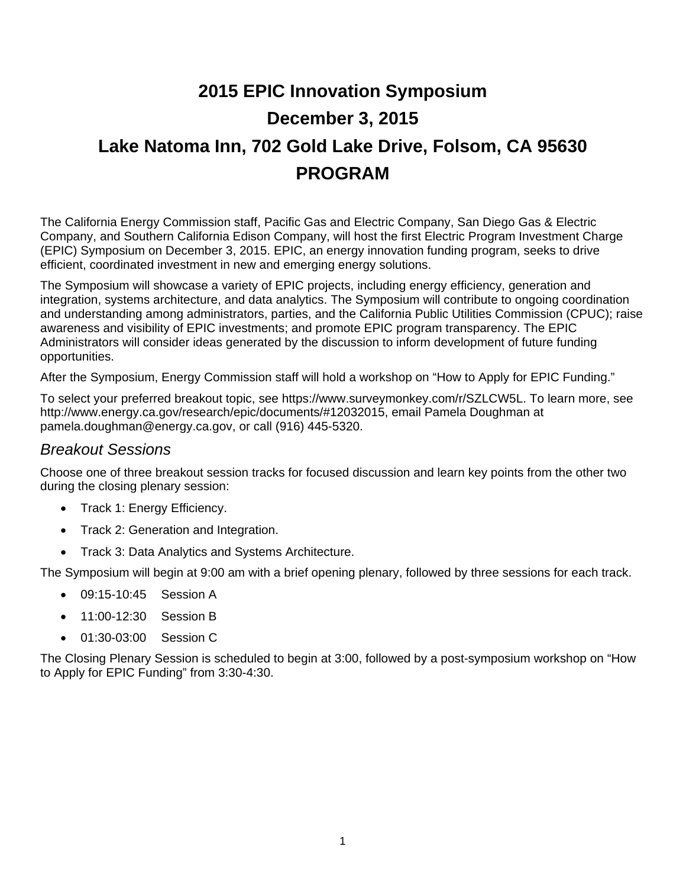# 2015 EPIC Innovation Symposium

# December 3, 2015

# Lake Natoma Inn, 702 Gold Lake Drive, Folsom, CA 95630

# PROGRAM

The California Energy Commission staff, Pacific Gas and Electric Company, San Diego Gas & Electric Company, and Southern California Edison Company, will host the first Electric Program Investment Charge (EPIC) Symposium on December 3, 2015. EPIC, an energy innovation funding program, seeks to drive efficient, coordinated investment in new and emerging energy solutions.

The Symposium will showcase a variety of EPIC projects, including energy efficiency, generation and integration, systems architecture, and data analytics. The Symposium will contribute to ongoing coordination and understanding among administrators, parties, and the California Public Utilities Commission (CPUC); raise awareness and visibility of EPIC investments; and promote EPIC program transparency. The EPIC Administrators will consider ideas generated by the discussion to inform development of future funding opportunities.

After the Symposium, Energy Commission staff will hold a workshop on "How to Apply for EPIC Funding."

To select your preferred breakout topic, see https://www.surveymonkey.com/r/SZLCW5L. To learn more, see http://www.energy.ca.gov/research/epic/documents/#12032015, email Pamela Doughman at pamela.doughman@energy.ca.gov, or call (916) 445-5320.

## *Breakout Sessions*

Choose one of three breakout session tracks for focused discussion and learn key points from the other two during the closing plenary session:

- Track 1: Energy Efficiency.
- Track 2: Generation and Integration.
- Track 3: Data Analytics and Systems Architecture.

The Symposium will begin at 9:00 am with a brief opening plenary, followed by three sessions for each track.

- 09:15-10:45 Session A
- 11:00-12:30 Session B
- 01:30-03:00 Session C

The Closing Plenary Session is scheduled to begin at 3:00, followed by a post-symposium workshop on "How to Apply for EPIC Funding" from 3:30-4:30.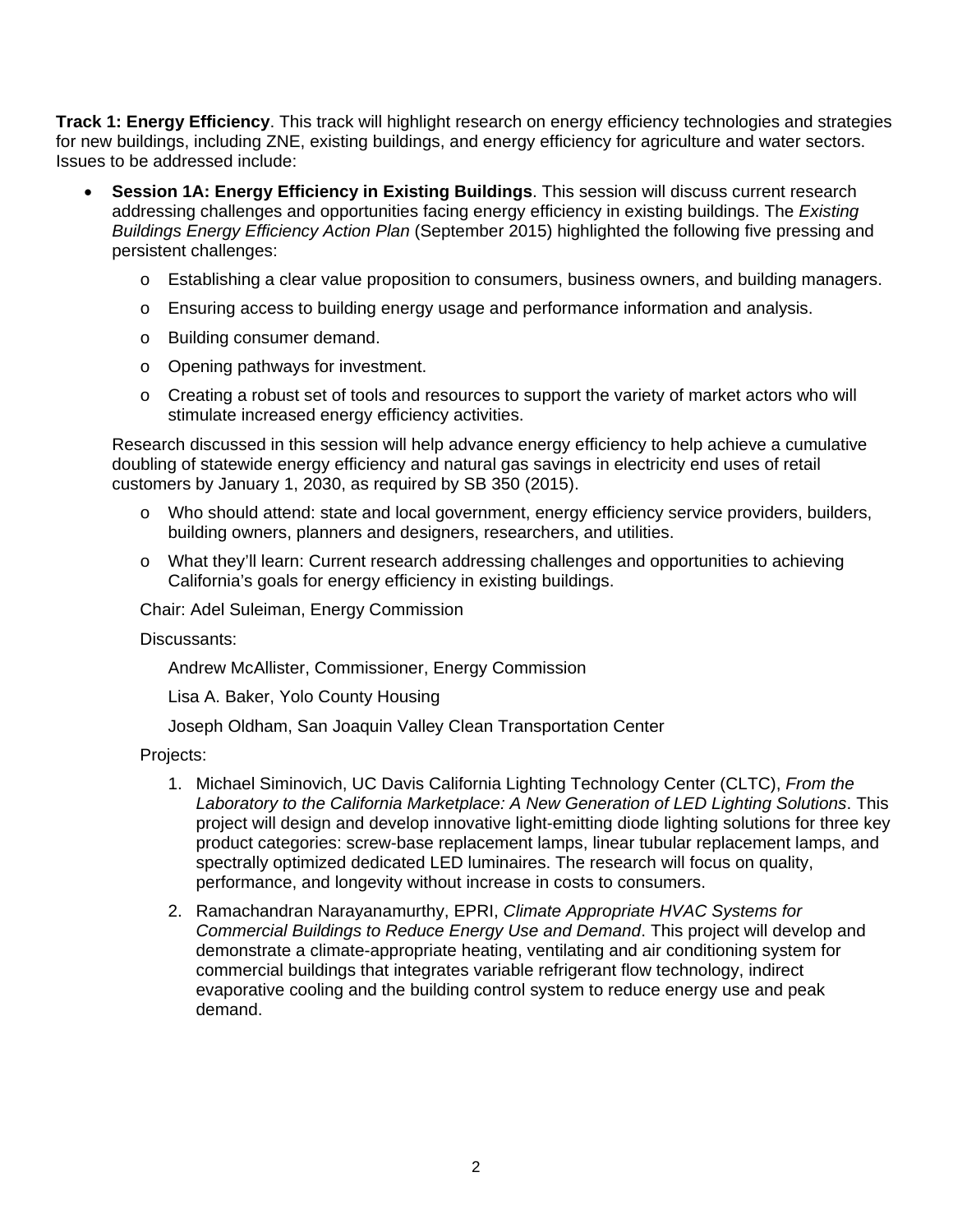**Track 1: Energy Efficiency**. This track will highlight research on energy efficiency technologies and strategies for new buildings, including ZNE, existing buildings, and energy efficiency for agriculture and water sectors. Issues to be addressed include:

- **Session 1A: Energy Efficiency in Existing Buildings**. This session will discuss current research addressing challenges and opportunities facing energy efficiency in existing buildings. The *Existing Buildings Energy Efficiency Action Plan* (September 2015) highlighted the following five pressing and persistent challenges:

  - Establishing a clear value proposition to consumers, business owners, and building managers.
  - Ensuring access to building energy usage and performance information and analysis.
  - Building consumer demand.
  - Opening pathways for investment.
  - Creating a robust set of tools and resources to support the variety of market actors who will stimulate increased energy efficiency activities.

  Research discussed in this session will help advance energy efficiency to help achieve a cumulative doubling of statewide energy efficiency and natural gas savings in electricity end uses of retail customers by January 1, 2030, as required by SB 350 (2015).

  - Who should attend: state and local government, energy efficiency service providers, builders, building owners, planners and designers, researchers, and utilities.
  - What they'll learn: Current research addressing challenges and opportunities to achieving California's goals for energy efficiency in existing buildings.

  Chair: Adel Suleiman, Energy Commission

  Discussants:

  Andrew McAllister, Commissioner, Energy Commission

  Lisa A. Baker, Yolo County Housing

  Joseph Oldham, San Joaquin Valley Clean Transportation Center

  Projects:

  1. Michael Siminovich, UC Davis California Lighting Technology Center (CLTC), *From the Laboratory to the California Marketplace: A New Generation of LED Lighting Solutions*. This project will design and develop innovative light-emitting diode lighting solutions for three key product categories: screw-base replacement lamps, linear tubular replacement lamps, and spectrally optimized dedicated LED luminaires. The research will focus on quality, performance, and longevity without increase in costs to consumers.
  2. Ramachandran Narayanamurthy, EPRI, *Climate Appropriate HVAC Systems for Commercial Buildings to Reduce Energy Use and Demand*. This project will develop and demonstrate a climate-appropriate heating, ventilating and air conditioning system for commercial buildings that integrates variable refrigerant flow technology, indirect evaporative cooling and the building control system to reduce energy use and peak demand.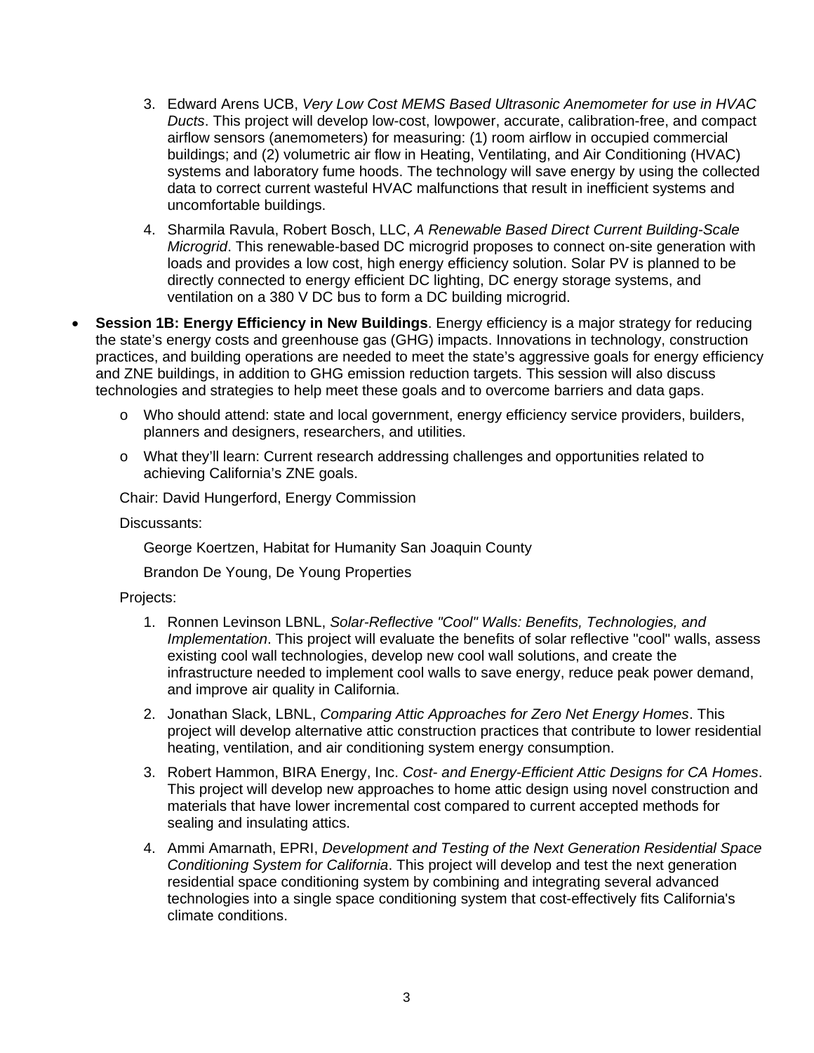3. Edward Arens UCB, *Very Low Cost MEMS Based Ultrasonic Anemometer for use in HVAC Ducts*. This project will develop low-cost, lowpower, accurate, calibration-free, and compact airflow sensors (anemometers) for measuring: (1) room airflow in occupied commercial buildings; and (2) volumetric air flow in Heating, Ventilating, and Air Conditioning (HVAC) systems and laboratory fume hoods. The technology will save energy by using the collected data to correct current wasteful HVAC malfunctions that result in inefficient systems and uncomfortable buildings.
4. Sharmila Ravula, Robert Bosch, LLC, *A Renewable Based Direct Current Building-Scale Microgrid*. This renewable-based DC microgrid proposes to connect on-site generation with loads and provides a low cost, high energy efficiency solution. Solar PV is planned to be directly connected to energy efficient DC lighting, DC energy storage systems, and ventilation on a 380 V DC bus to form a DC building microgrid.

- **Session 1B: Energy Efficiency in New Buildings**. Energy efficiency is a major strategy for reducing the state's energy costs and greenhouse gas (GHG) impacts. Innovations in technology, construction practices, and building operations are needed to meet the state's aggressive goals for energy efficiency and ZNE buildings, in addition to GHG emission reduction targets. This session will also discuss technologies and strategies to help meet these goals and to overcome barriers and data gaps.
  - Who should attend: state and local government, energy efficiency service providers, builders, planners and designers, researchers, and utilities.
  - What they'll learn: Current research addressing challenges and opportunities related to achieving California's ZNE goals.

  Chair: David Hungerford, Energy Commission

  Discussants:

  George Koertzen, Habitat for Humanity San Joaquin County

  Brandon De Young, De Young Properties

  Projects:

  1. Ronnen Levinson LBNL, *Solar-Reflective "Cool" Walls: Benefits, Technologies, and Implementation*. This project will evaluate the benefits of solar reflective "cool" walls, assess existing cool wall technologies, develop new cool wall solutions, and create the infrastructure needed to implement cool walls to save energy, reduce peak power demand, and improve air quality in California.
  2. Jonathan Slack, LBNL, *Comparing Attic Approaches for Zero Net Energy Homes*. This project will develop alternative attic construction practices that contribute to lower residential heating, ventilation, and air conditioning system energy consumption.
  3. Robert Hammon, BIRA Energy, Inc. *Cost- and Energy-Efficient Attic Designs for CA Homes*. This project will develop new approaches to home attic design using novel construction and materials that have lower incremental cost compared to current accepted methods for sealing and insulating attics.
  4. Ammi Amarnath, EPRI, *Development and Testing of the Next Generation Residential Space Conditioning System for California*. This project will develop and test the next generation residential space conditioning system by combining and integrating several advanced technologies into a single space conditioning system that cost-effectively fits California's climate conditions.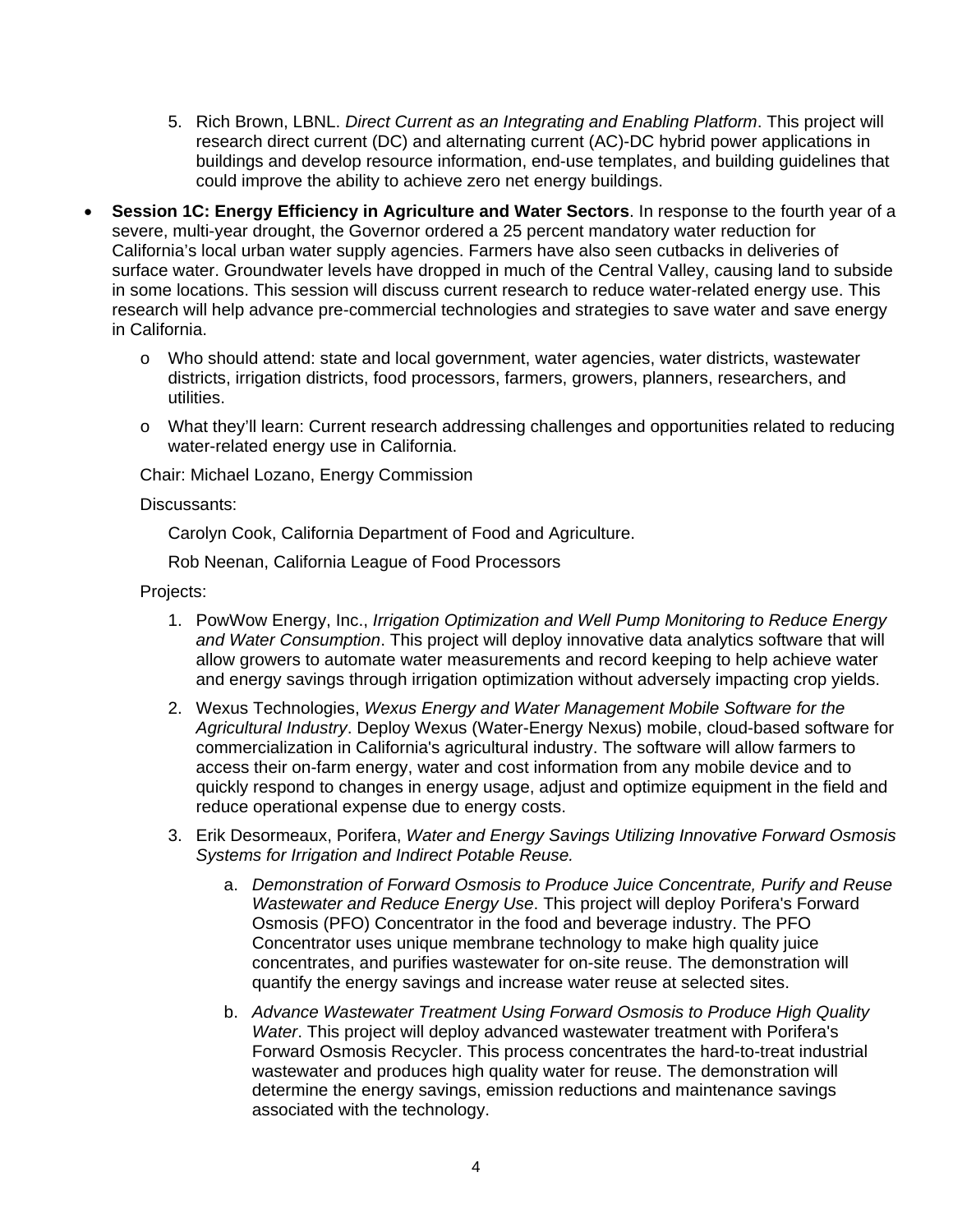5. Rich Brown, LBNL. *Direct Current as an Integrating and Enabling Platform*. This project will research direct current (DC) and alternating current (AC)-DC hybrid power applications in buildings and develop resource information, end-use templates, and building guidelines that could improve the ability to achieve zero net energy buildings.

- **Session 1C: Energy Efficiency in Agriculture and Water Sectors**. In response to the fourth year of a severe, multi-year drought, the Governor ordered a 25 percent mandatory water reduction for California's local urban water supply agencies. Farmers have also seen cutbacks in deliveries of surface water. Groundwater levels have dropped in much of the Central Valley, causing land to subside in some locations. This session will discuss current research to reduce water-related energy use. This research will help advance pre-commercial technologies and strategies to save water and save energy in California.
  - Who should attend: state and local government, water agencies, water districts, wastewater districts, irrigation districts, food processors, farmers, growers, planners, researchers, and utilities.
  - What they'll learn: Current research addressing challenges and opportunities related to reducing water-related energy use in California.

  Chair: Michael Lozano, Energy Commission

  Discussants:

  Carolyn Cook, California Department of Food and Agriculture.

  Rob Neenan, California League of Food Processors

  Projects:

  1. PowWow Energy, Inc., *Irrigation Optimization and Well Pump Monitoring to Reduce Energy and Water Consumption*. This project will deploy innovative data analytics software that will allow growers to automate water measurements and record keeping to help achieve water and energy savings through irrigation optimization without adversely impacting crop yields.
  2. Wexus Technologies, *Wexus Energy and Water Management Mobile Software for the Agricultural Industry*. Deploy Wexus (Water-Energy Nexus) mobile, cloud-based software for commercialization in California's agricultural industry. The software will allow farmers to access their on-farm energy, water and cost information from any mobile device and to quickly respond to changes in energy usage, adjust and optimize equipment in the field and reduce operational expense due to energy costs.
  3. Erik Desormeaux, Porifera, *Water and Energy Savings Utilizing Innovative Forward Osmosis Systems for Irrigation and Indirect Potable Reuse.*
     a. *Demonstration of Forward Osmosis to Produce Juice Concentrate, Purify and Reuse Wastewater and Reduce Energy Use*. This project will deploy Porifera's Forward Osmosis (PFO) Concentrator in the food and beverage industry. The PFO Concentrator uses unique membrane technology to make high quality juice concentrates, and purifies wastewater for on-site reuse. The demonstration will quantify the energy savings and increase water reuse at selected sites.
     b. *Advance Wastewater Treatment Using Forward Osmosis to Produce High Quality Water*. This project will deploy advanced wastewater treatment with Porifera's Forward Osmosis Recycler. This process concentrates the hard-to-treat industrial wastewater and produces high quality water for reuse. The demonstration will determine the energy savings, emission reductions and maintenance savings associated with the technology.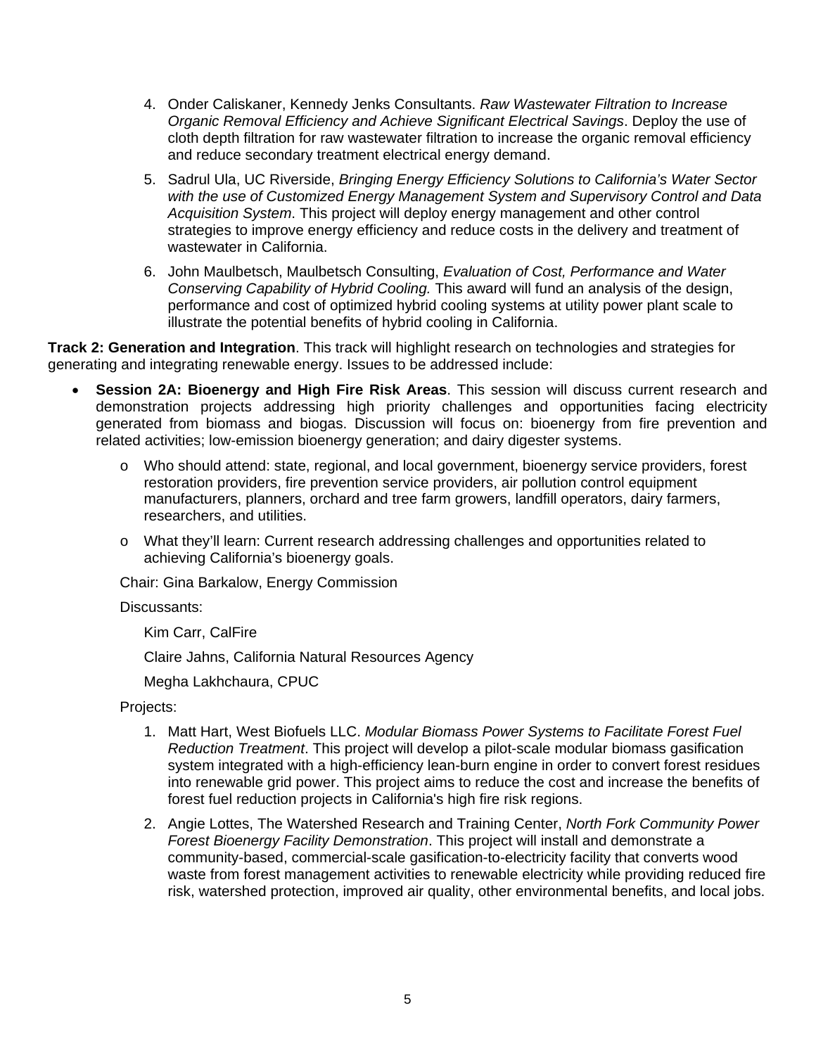4. Onder Caliskaner, Kennedy Jenks Consultants. *Raw Wastewater Filtration to Increase Organic Removal Efficiency and Achieve Significant Electrical Savings*. Deploy the use of cloth depth filtration for raw wastewater filtration to increase the organic removal efficiency and reduce secondary treatment electrical energy demand.

5. Sadrul Ula, UC Riverside, *Bringing Energy Efficiency Solutions to California's Water Sector with the use of Customized Energy Management System and Supervisory Control and Data Acquisition System*. This project will deploy energy management and other control strategies to improve energy efficiency and reduce costs in the delivery and treatment of wastewater in California.

6. John Maulbetsch, Maulbetsch Consulting, *Evaluation of Cost, Performance and Water Conserving Capability of Hybrid Cooling.* This award will fund an analysis of the design, performance and cost of optimized hybrid cooling systems at utility power plant scale to illustrate the potential benefits of hybrid cooling in California.

**Track 2: Generation and Integration**. This track will highlight research on technologies and strategies for generating and integrating renewable energy. Issues to be addressed include:

- **Session 2A: Bioenergy and High Fire Risk Areas**. This session will discuss current research and demonstration projects addressing high priority challenges and opportunities facing electricity generated from biomass and biogas. Discussion will focus on: bioenergy from fire prevention and related activities; low-emission bioenergy generation; and dairy digester systems.
  - Who should attend: state, regional, and local government, bioenergy service providers, forest restoration providers, fire prevention service providers, air pollution control equipment manufacturers, planners, orchard and tree farm growers, landfill operators, dairy farmers, researchers, and utilities.
  - What they'll learn: Current research addressing challenges and opportunities related to achieving California's bioenergy goals.

  Chair: Gina Barkalow, Energy Commission

  Discussants:

  Kim Carr, CalFire

  Claire Jahns, California Natural Resources Agency

  Megha Lakhchaura, CPUC

  Projects:

  1. Matt Hart, West Biofuels LLC. *Modular Biomass Power Systems to Facilitate Forest Fuel Reduction Treatment*. This project will develop a pilot-scale modular biomass gasification system integrated with a high-efficiency lean-burn engine in order to convert forest residues into renewable grid power. This project aims to reduce the cost and increase the benefits of forest fuel reduction projects in California's high fire risk regions.

  2. Angie Lottes, The Watershed Research and Training Center, *North Fork Community Power Forest Bioenergy Facility Demonstration*. This project will install and demonstrate a community-based, commercial-scale gasification-to-electricity facility that converts wood waste from forest management activities to renewable electricity while providing reduced fire risk, watershed protection, improved air quality, other environmental benefits, and local jobs.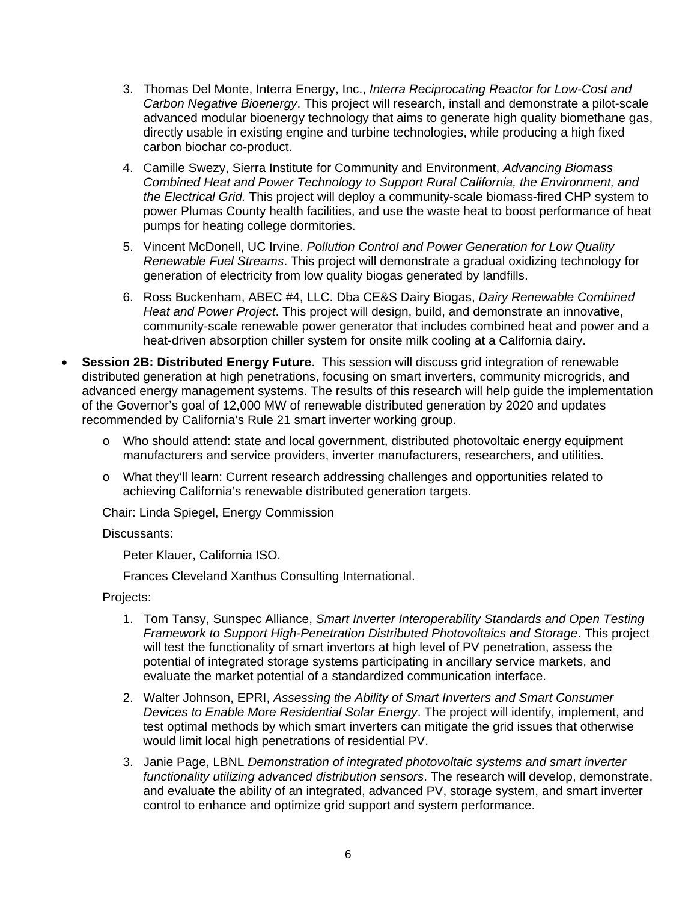3. Thomas Del Monte, Interra Energy, Inc., *Interra Reciprocating Reactor for Low-Cost and Carbon Negative Bioenergy*. This project will research, install and demonstrate a pilot-scale advanced modular bioenergy technology that aims to generate high quality biomethane gas, directly usable in existing engine and turbine technologies, while producing a high fixed carbon biochar co-product.
4. Camille Swezy, Sierra Institute for Community and Environment, *Advancing Biomass Combined Heat and Power Technology to Support Rural California, the Environment, and the Electrical Grid.* This project will deploy a community-scale biomass-fired CHP system to power Plumas County health facilities, and use the waste heat to boost performance of heat pumps for heating college dormitories.
5. Vincent McDonell, UC Irvine. *Pollution Control and Power Generation for Low Quality Renewable Fuel Streams*. This project will demonstrate a gradual oxidizing technology for generation of electricity from low quality biogas generated by landfills.
6. Ross Buckenham, ABEC #4, LLC. Dba CE&S Dairy Biogas, *Dairy Renewable Combined Heat and Power Project*. This project will design, build, and demonstrate an innovative, community-scale renewable power generator that includes combined heat and power and a heat-driven absorption chiller system for onsite milk cooling at a California dairy.

- **Session 2B: Distributed Energy Future**. This session will discuss grid integration of renewable distributed generation at high penetrations, focusing on smart inverters, community microgrids, and advanced energy management systems. The results of this research will help guide the implementation of the Governor's goal of 12,000 MW of renewable distributed generation by 2020 and updates recommended by California's Rule 21 smart inverter working group.
  - Who should attend: state and local government, distributed photovoltaic energy equipment manufacturers and service providers, inverter manufacturers, researchers, and utilities.
  - What they'll learn: Current research addressing challenges and opportunities related to achieving California's renewable distributed generation targets.

  Chair: Linda Spiegel, Energy Commission

  Discussants:

  Peter Klauer, California ISO.

  Frances Cleveland Xanthus Consulting International.

  Projects:

  1. Tom Tansy, Sunspec Alliance, *Smart Inverter Interoperability Standards and Open Testing Framework to Support High-Penetration Distributed Photovoltaics and Storage*. This project will test the functionality of smart invertors at high level of PV penetration, assess the potential of integrated storage systems participating in ancillary service markets, and evaluate the market potential of a standardized communication interface.
  2. Walter Johnson, EPRI, *Assessing the Ability of Smart Inverters and Smart Consumer Devices to Enable More Residential Solar Energy*. The project will identify, implement, and test optimal methods by which smart inverters can mitigate the grid issues that otherwise would limit local high penetrations of residential PV.
  3. Janie Page, LBNL *Demonstration of integrated photovoltaic systems and smart inverter functionality utilizing advanced distribution sensors*. The research will develop, demonstrate, and evaluate the ability of an integrated, advanced PV, storage system, and smart inverter control to enhance and optimize grid support and system performance.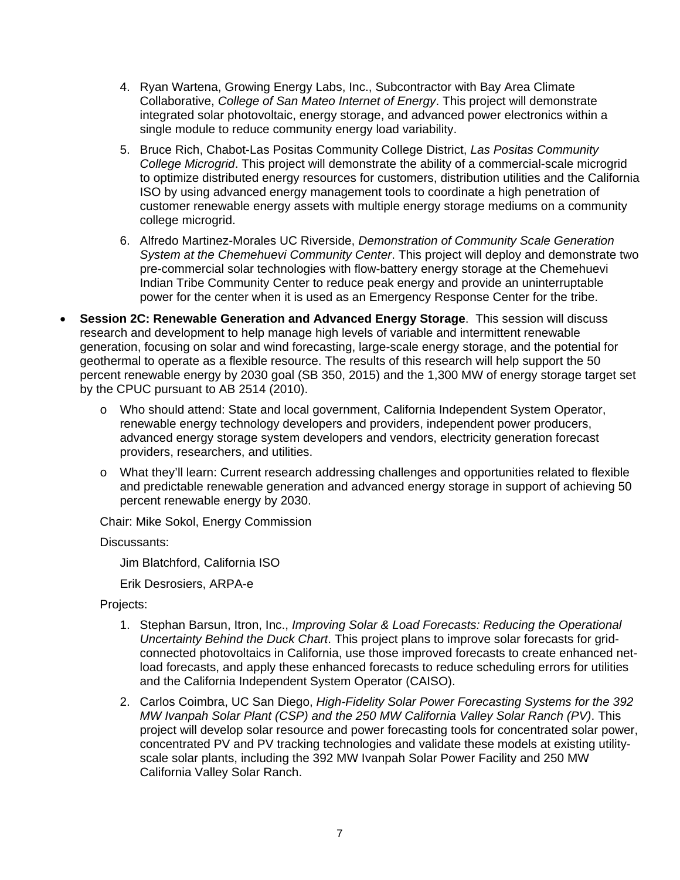4. Ryan Wartena, Growing Energy Labs, Inc., Subcontractor with Bay Area Climate Collaborative, *College of San Mateo Internet of Energy*. This project will demonstrate integrated solar photovoltaic, energy storage, and advanced power electronics within a single module to reduce community energy load variability.

5. Bruce Rich, Chabot-Las Positas Community College District, *Las Positas Community College Microgrid*. This project will demonstrate the ability of a commercial-scale microgrid to optimize distributed energy resources for customers, distribution utilities and the California ISO by using advanced energy management tools to coordinate a high penetration of customer renewable energy assets with multiple energy storage mediums on a community college microgrid.

6. Alfredo Martinez-Morales UC Riverside, *Demonstration of Community Scale Generation System at the Chemehuevi Community Center*. This project will deploy and demonstrate two pre-commercial solar technologies with flow-battery energy storage at the Chemehuevi Indian Tribe Community Center to reduce peak energy and provide an uninterruptable power for the center when it is used as an Emergency Response Center for the tribe.

- **Session 2C: Renewable Generation and Advanced Energy Storage**. This session will discuss research and development to help manage high levels of variable and intermittent renewable generation, focusing on solar and wind forecasting, large-scale energy storage, and the potential for geothermal to operate as a flexible resource. The results of this research will help support the 50 percent renewable energy by 2030 goal (SB 350, 2015) and the 1,300 MW of energy storage target set by the CPUC pursuant to AB 2514 (2010).

  - Who should attend: State and local government, California Independent System Operator, renewable energy technology developers and providers, independent power producers, advanced energy storage system developers and vendors, electricity generation forecast providers, researchers, and utilities.
  - What they'll learn: Current research addressing challenges and opportunities related to flexible and predictable renewable generation and advanced energy storage in support of achieving 50 percent renewable energy by 2030.

  Chair: Mike Sokol, Energy Commission

  Discussants:

  Jim Blatchford, California ISO

  Erik Desrosiers, ARPA-e

  Projects:

  1. Stephan Barsun, Itron, Inc., *Improving Solar & Load Forecasts: Reducing the Operational Uncertainty Behind the Duck Chart*. This project plans to improve solar forecasts for grid-connected photovoltaics in California, use those improved forecasts to create enhanced net-load forecasts, and apply these enhanced forecasts to reduce scheduling errors for utilities and the California Independent System Operator (CAISO).

  2. Carlos Coimbra, UC San Diego, *High-Fidelity Solar Power Forecasting Systems for the 392 MW Ivanpah Solar Plant (CSP) and the 250 MW California Valley Solar Ranch (PV)*. This project will develop solar resource and power forecasting tools for concentrated solar power, concentrated PV and PV tracking technologies and validate these models at existing utility-scale solar plants, including the 392 MW Ivanpah Solar Power Facility and 250 MW California Valley Solar Ranch.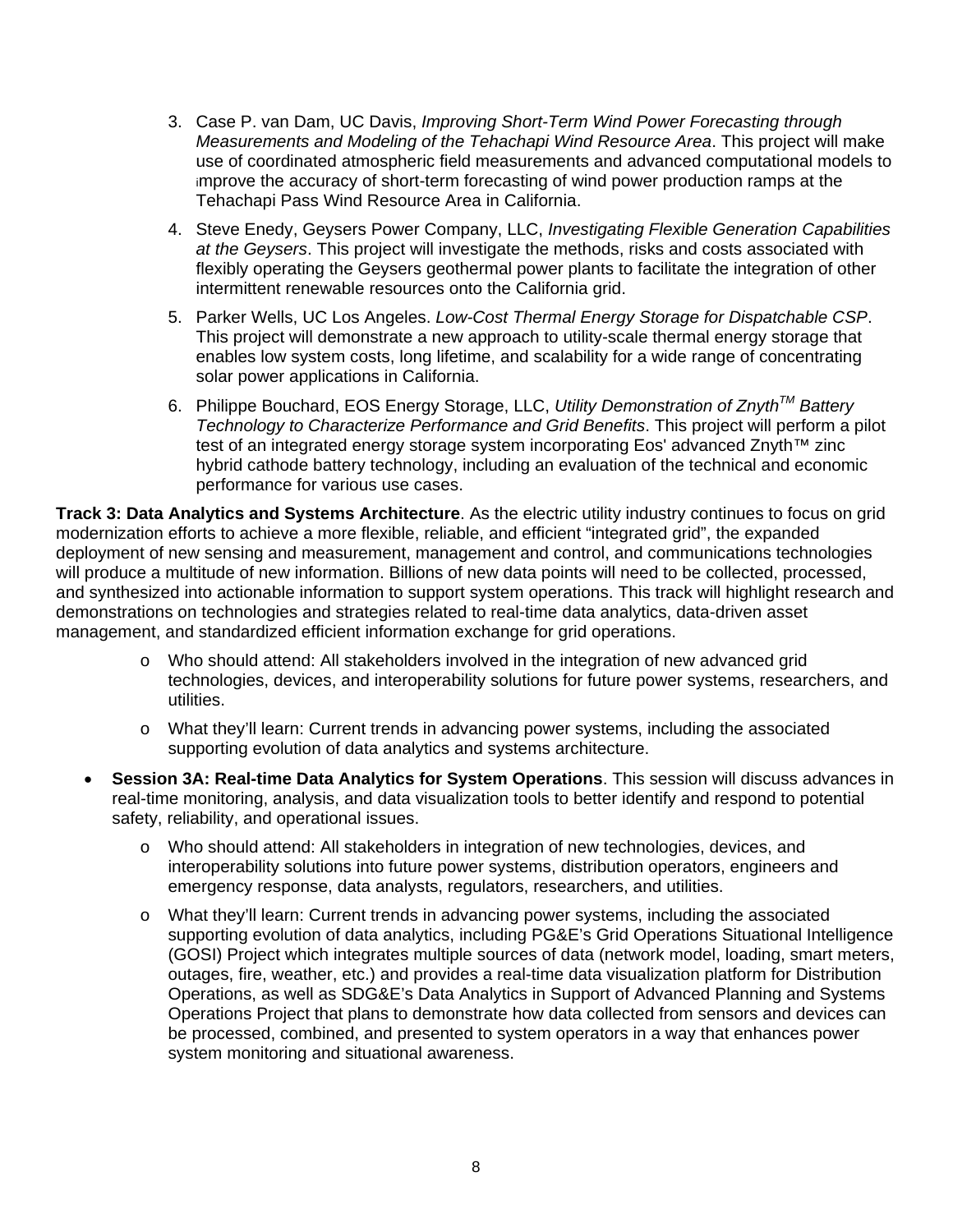3. Case P. van Dam, UC Davis, *Improving Short-Term Wind Power Forecasting through Measurements and Modeling of the Tehachapi Wind Resource Area*. This project will make use of coordinated atmospheric field measurements and advanced computational models to improve the accuracy of short-term forecasting of wind power production ramps at the Tehachapi Pass Wind Resource Area in California.
4. Steve Enedy, Geysers Power Company, LLC, *Investigating Flexible Generation Capabilities at the Geysers*. This project will investigate the methods, risks and costs associated with flexibly operating the Geysers geothermal power plants to facilitate the integration of other intermittent renewable resources onto the California grid.
5. Parker Wells, UC Los Angeles. *Low-Cost Thermal Energy Storage for Dispatchable CSP*. This project will demonstrate a new approach to utility-scale thermal energy storage that enables low system costs, long lifetime, and scalability for a wide range of concentrating solar power applications in California.
6. Philippe Bouchard, EOS Energy Storage, LLC, *Utility Demonstration of Znyth™ Battery Technology to Characterize Performance and Grid Benefits*. This project will perform a pilot test of an integrated energy storage system incorporating Eos' advanced Znyth™ zinc hybrid cathode battery technology, including an evaluation of the technical and economic performance for various use cases.

**Track 3: Data Analytics and Systems Architecture**. As the electric utility industry continues to focus on grid modernization efforts to achieve a more flexible, reliable, and efficient "integrated grid", the expanded deployment of new sensing and measurement, management and control, and communications technologies will produce a multitude of new information. Billions of new data points will need to be collected, processed, and synthesized into actionable information to support system operations. This track will highlight research and demonstrations on technologies and strategies related to real-time data analytics, data-driven asset management, and standardized efficient information exchange for grid operations.

- Who should attend: All stakeholders involved in the integration of new advanced grid technologies, devices, and interoperability solutions for future power systems, researchers, and utilities.
- What they'll learn: Current trends in advancing power systems, including the associated supporting evolution of data analytics and systems architecture.

- **Session 3A: Real-time Data Analytics for System Operations**. This session will discuss advances in real-time monitoring, analysis, and data visualization tools to better identify and respond to potential safety, reliability, and operational issues.
  - Who should attend: All stakeholders in integration of new technologies, devices, and interoperability solutions into future power systems, distribution operators, engineers and emergency response, data analysts, regulators, researchers, and utilities.
  - What they'll learn: Current trends in advancing power systems, including the associated supporting evolution of data analytics, including PG&E's Grid Operations Situational Intelligence (GOSI) Project which integrates multiple sources of data (network model, loading, smart meters, outages, fire, weather, etc.) and provides a real-time data visualization platform for Distribution Operations, as well as SDG&E's Data Analytics in Support of Advanced Planning and Systems Operations Project that plans to demonstrate how data collected from sensors and devices can be processed, combined, and presented to system operators in a way that enhances power system monitoring and situational awareness.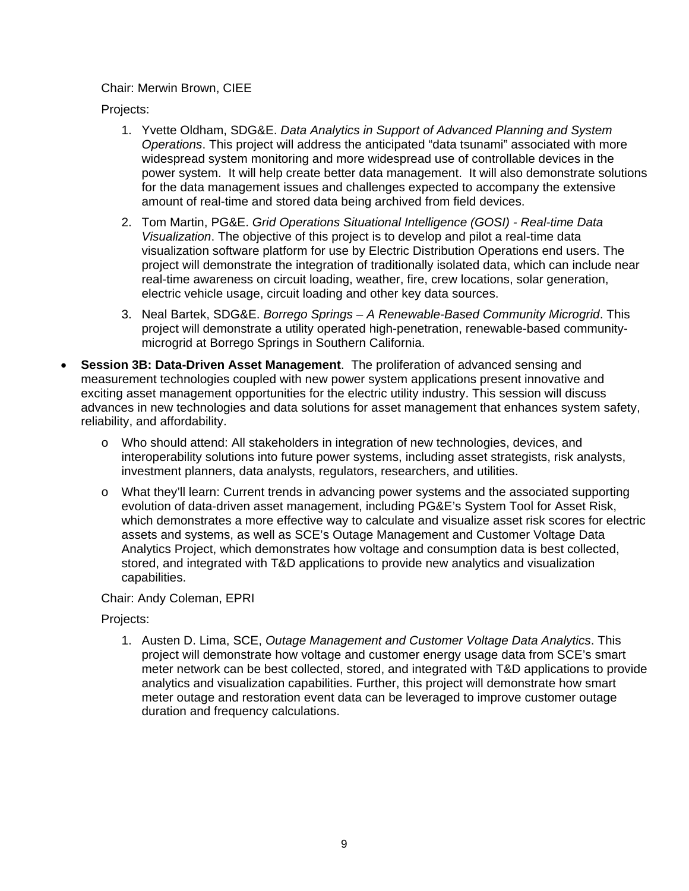Chair: Merwin Brown, CIEE

Projects:

1. Yvette Oldham, SDG&E. *Data Analytics in Support of Advanced Planning and System Operations*. This project will address the anticipated "data tsunami" associated with more widespread system monitoring and more widespread use of controllable devices in the power system. It will help create better data management. It will also demonstrate solutions for the data management issues and challenges expected to accompany the extensive amount of real-time and stored data being archived from field devices.
2. Tom Martin, PG&E. *Grid Operations Situational Intelligence (GOSI) - Real-time Data Visualization*. The objective of this project is to develop and pilot a real-time data visualization software platform for use by Electric Distribution Operations end users. The project will demonstrate the integration of traditionally isolated data, which can include near real-time awareness on circuit loading, weather, fire, crew locations, solar generation, electric vehicle usage, circuit loading and other key data sources.
3. Neal Bartek, SDG&E. *Borrego Springs – A Renewable-Based Community Microgrid*. This project will demonstrate a utility operated high-penetration, renewable-based community-microgrid at Borrego Springs in Southern California.

- **Session 3B: Data-Driven Asset Management**. The proliferation of advanced sensing and measurement technologies coupled with new power system applications present innovative and exciting asset management opportunities for the electric utility industry. This session will discuss advances in new technologies and data solutions for asset management that enhances system safety, reliability, and affordability.
  - Who should attend: All stakeholders in integration of new technologies, devices, and interoperability solutions into future power systems, including asset strategists, risk analysts, investment planners, data analysts, regulators, researchers, and utilities.
  - What they'll learn: Current trends in advancing power systems and the associated supporting evolution of data-driven asset management, including PG&E's System Tool for Asset Risk, which demonstrates a more effective way to calculate and visualize asset risk scores for electric assets and systems, as well as SCE's Outage Management and Customer Voltage Data Analytics Project, which demonstrates how voltage and consumption data is best collected, stored, and integrated with T&D applications to provide new analytics and visualization capabilities.

  Chair: Andy Coleman, EPRI

  Projects:

  1. Austen D. Lima, SCE, *Outage Management and Customer Voltage Data Analytics*. This project will demonstrate how voltage and customer energy usage data from SCE's smart meter network can be best collected, stored, and integrated with T&D applications to provide analytics and visualization capabilities. Further, this project will demonstrate how smart meter outage and restoration event data can be leveraged to improve customer outage duration and frequency calculations.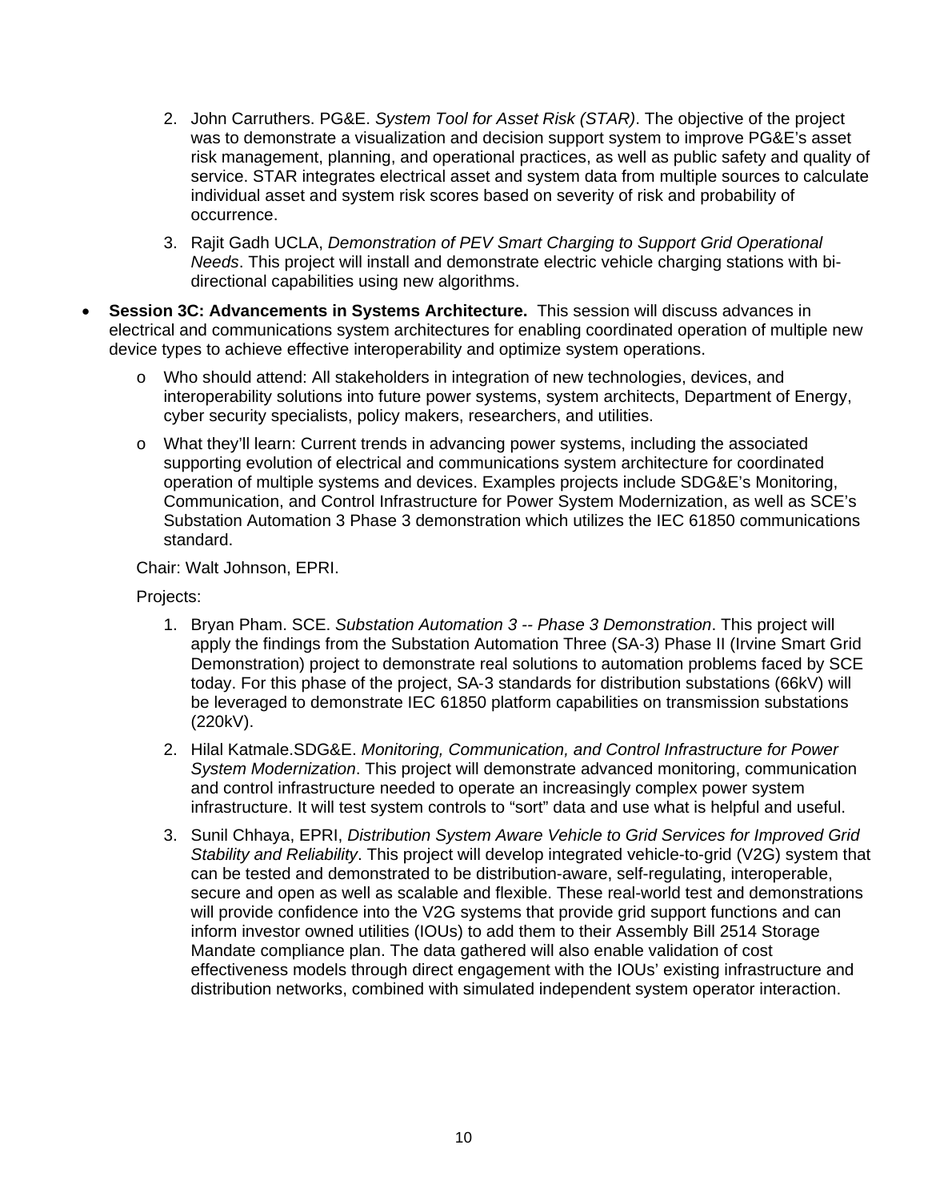2. John Carruthers. PG&E. *System Tool for Asset Risk (STAR)*. The objective of the project was to demonstrate a visualization and decision support system to improve PG&E's asset risk management, planning, and operational practices, as well as public safety and quality of service. STAR integrates electrical asset and system data from multiple sources to calculate individual asset and system risk scores based on severity of risk and probability of occurrence.

3. Rajit Gadh UCLA, *Demonstration of PEV Smart Charging to Support Grid Operational Needs*. This project will install and demonstrate electric vehicle charging stations with bi-directional capabilities using new algorithms.

- **Session 3C: Advancements in Systems Architecture.** This session will discuss advances in electrical and communications system architectures for enabling coordinated operation of multiple new device types to achieve effective interoperability and optimize system operations.
  - Who should attend: All stakeholders in integration of new technologies, devices, and interoperability solutions into future power systems, system architects, Department of Energy, cyber security specialists, policy makers, researchers, and utilities.
  - What they'll learn: Current trends in advancing power systems, including the associated supporting evolution of electrical and communications system architecture for coordinated operation of multiple systems and devices. Examples projects include SDG&E's Monitoring, Communication, and Control Infrastructure for Power System Modernization, as well as SCE's Substation Automation 3 Phase 3 demonstration which utilizes the IEC 61850 communications standard.

  Chair: Walt Johnson, EPRI.

  Projects:

  1. Bryan Pham. SCE. *Substation Automation 3 -- Phase 3 Demonstration*. This project will apply the findings from the Substation Automation Three (SA-3) Phase II (Irvine Smart Grid Demonstration) project to demonstrate real solutions to automation problems faced by SCE today. For this phase of the project, SA-3 standards for distribution substations (66kV) will be leveraged to demonstrate IEC 61850 platform capabilities on transmission substations (220kV).

  2. Hilal Katmale.SDG&E. *Monitoring, Communication, and Control Infrastructure for Power System Modernization*. This project will demonstrate advanced monitoring, communication and control infrastructure needed to operate an increasingly complex power system infrastructure. It will test system controls to "sort" data and use what is helpful and useful.

  3. Sunil Chhaya, EPRI, *Distribution System Aware Vehicle to Grid Services for Improved Grid Stability and Reliability*. This project will develop integrated vehicle-to-grid (V2G) system that can be tested and demonstrated to be distribution-aware, self-regulating, interoperable, secure and open as well as scalable and flexible. These real-world test and demonstrations will provide confidence into the V2G systems that provide grid support functions and can inform investor owned utilities (IOUs) to add them to their Assembly Bill 2514 Storage Mandate compliance plan. The data gathered will also enable validation of cost effectiveness models through direct engagement with the IOUs' existing infrastructure and distribution networks, combined with simulated independent system operator interaction.